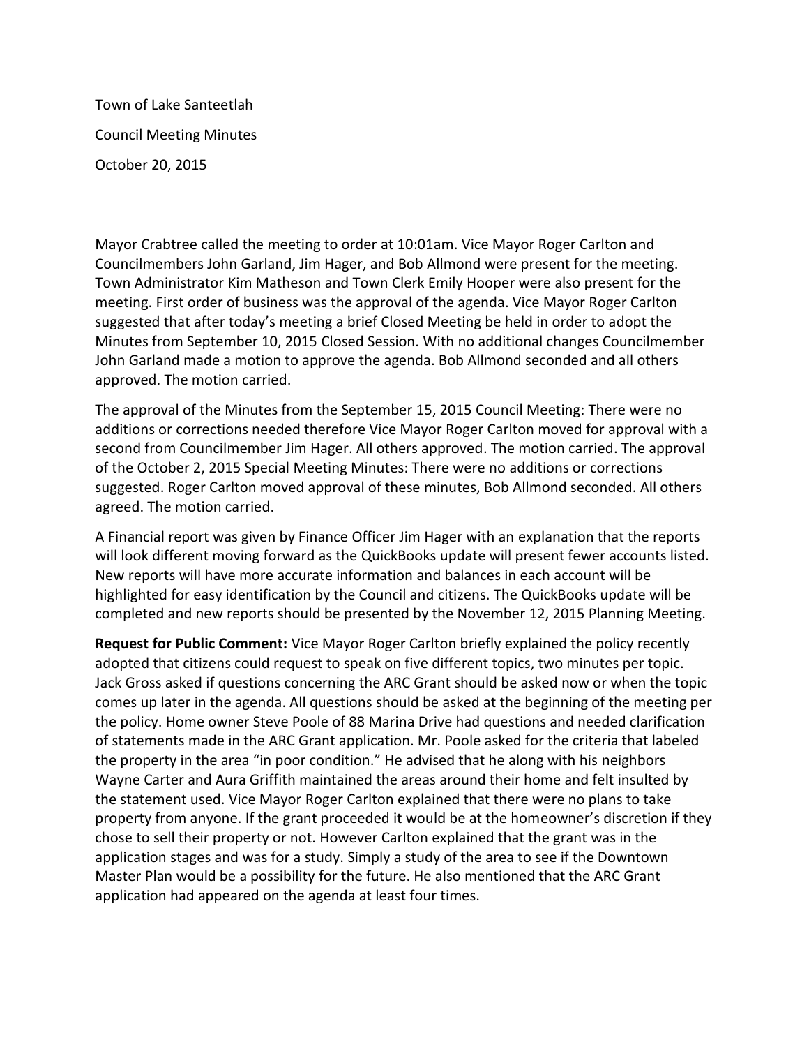Town of Lake Santeetlah

Council Meeting Minutes

October 20, 2015

Mayor Crabtree called the meeting to order at 10:01am. Vice Mayor Roger Carlton and Councilmembers John Garland, Jim Hager, and Bob Allmond were present for the meeting. Town Administrator Kim Matheson and Town Clerk Emily Hooper were also present for the meeting. First order of business was the approval of the agenda. Vice Mayor Roger Carlton suggested that after today's meeting a brief Closed Meeting be held in order to adopt the Minutes from September 10, 2015 Closed Session. With no additional changes Councilmember John Garland made a motion to approve the agenda. Bob Allmond seconded and all others approved. The motion carried.

The approval of the Minutes from the September 15, 2015 Council Meeting: There were no additions or corrections needed therefore Vice Mayor Roger Carlton moved for approval with a second from Councilmember Jim Hager. All others approved. The motion carried. The approval of the October 2, 2015 Special Meeting Minutes: There were no additions or corrections suggested. Roger Carlton moved approval of these minutes, Bob Allmond seconded. All others agreed. The motion carried.

A Financial report was given by Finance Officer Jim Hager with an explanation that the reports will look different moving forward as the QuickBooks update will present fewer accounts listed. New reports will have more accurate information and balances in each account will be highlighted for easy identification by the Council and citizens. The QuickBooks update will be completed and new reports should be presented by the November 12, 2015 Planning Meeting.

**Request for Public Comment:** Vice Mayor Roger Carlton briefly explained the policy recently adopted that citizens could request to speak on five different topics, two minutes per topic. Jack Gross asked if questions concerning the ARC Grant should be asked now or when the topic comes up later in the agenda. All questions should be asked at the beginning of the meeting per the policy. Home owner Steve Poole of 88 Marina Drive had questions and needed clarification of statements made in the ARC Grant application. Mr. Poole asked for the criteria that labeled the property in the area "in poor condition." He advised that he along with his neighbors Wayne Carter and Aura Griffith maintained the areas around their home and felt insulted by the statement used. Vice Mayor Roger Carlton explained that there were no plans to take property from anyone. If the grant proceeded it would be at the homeowner's discretion if they chose to sell their property or not. However Carlton explained that the grant was in the application stages and was for a study. Simply a study of the area to see if the Downtown Master Plan would be a possibility for the future. He also mentioned that the ARC Grant application had appeared on the agenda at least four times.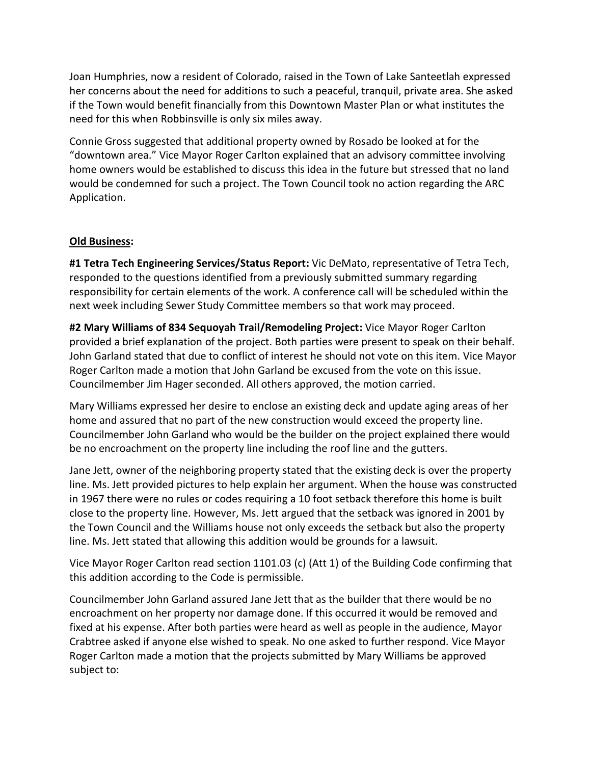Joan Humphries, now a resident of Colorado, raised in the Town of Lake Santeetlah expressed her concerns about the need for additions to such a peaceful, tranquil, private area. She asked if the Town would benefit financially from this Downtown Master Plan or what institutes the need for this when Robbinsville is only six miles away.

Connie Gross suggested that additional property owned by Rosado be looked at for the "downtown area." Vice Mayor Roger Carlton explained that an advisory committee involving home owners would be established to discuss this idea in the future but stressed that no land would be condemned for such a project. The Town Council took no action regarding the ARC Application.

**Old Business:**

**#1 Tetra Tech Engineering Services/Status Report:** Vic DeMato, representative of Tetra Tech, responded to the questions identified from a previously submitted summary regarding responsibility for certain elements of the work. A conference call will be scheduled within the next week including Sewer Study Committee members so that work may proceed.

**#2 Mary Williams of 834 Sequoyah Trail/Remodeling Project:** Vice Mayor Roger Carlton provided a brief explanation of the project. Both parties were present to speak on their behalf. John Garland stated that due to conflict of interest he should not vote on this item. Vice Mayor Roger Carlton made a motion that John Garland be excused from the vote on this issue. Councilmember Jim Hager seconded. All others approved, the motion carried.

Mary Williams expressed her desire to enclose an existing deck and update aging areas of her home and assured that no part of the new construction would exceed the property line. Councilmember John Garland who would be the builder on the project explained there would be no encroachment on the property line including the roof line and the gutters.

Jane Jett, owner of the neighboring property stated that the existing deck is over the property line. Ms. Jett provided pictures to help explain her argument. When the house was constructed in 1967 there were no rules or codes requiring a 10 foot setback therefore this home is built close to the property line. However, Ms. Jett argued that the setback was ignored in 2001 by the Town Council and the Williams house not only exceeds the setback but also the property line. Ms. Jett stated that allowing this addition would be grounds for a lawsuit.

Vice Mayor Roger Carlton read section 1101.03 (c) (Att 1) of the Building Code confirming that this addition according to the Code is permissible.

Councilmember John Garland assured Jane Jett that as the builder that there would be no encroachment on her property nor damage done. If this occurred it would be removed and fixed at his expense. After both parties were heard as well as people in the audience, Mayor Crabtree asked if anyone else wished to speak. No one asked to further respond. Vice Mayor Roger Carlton made a motion that the projects submitted by Mary Williams be approved subject to: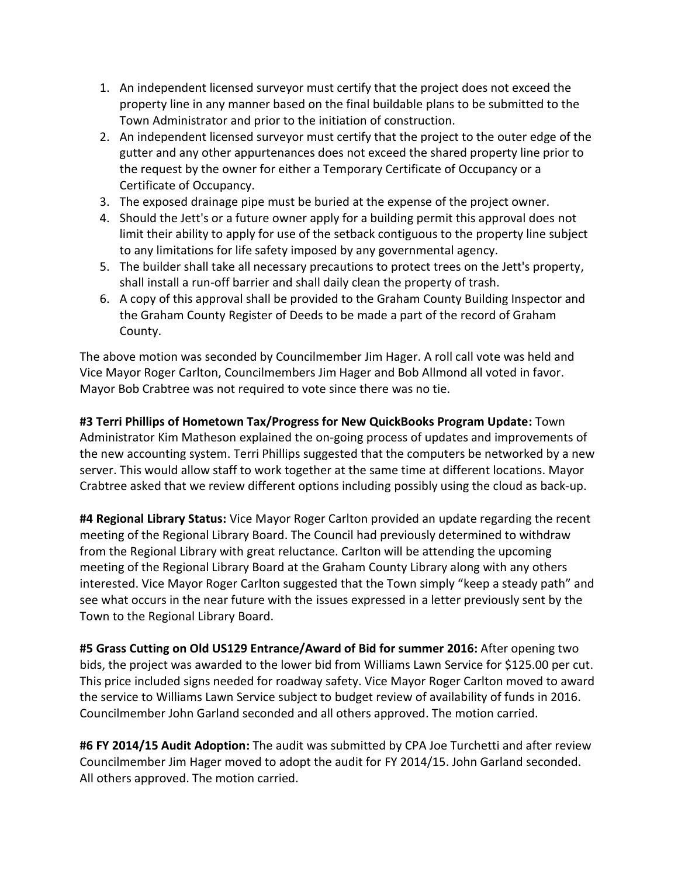1. An independent licensed surveyor must certify that the project does not exceed the property line in any manner based on the final buildable plans to be submitted to the Town Administrator and prior to the initiation of construction.
2. An independent licensed surveyor must certify that the project to the outer edge of the gutter and any other appurtenances does not exceed the shared property line prior to the request by the owner for either a Temporary Certificate of Occupancy or a Certificate of Occupancy.
3. The exposed drainage pipe must be buried at the expense of the project owner.
4. Should the Jett's or a future owner apply for a building permit this approval does not limit their ability to apply for use of the setback contiguous to the property line subject to any limitations for life safety imposed by any governmental agency.
5. The builder shall take all necessary precautions to protect trees on the Jett's property, shall install a run-off barrier and shall daily clean the property of trash.
6. A copy of this approval shall be provided to the Graham County Building Inspector and the Graham County Register of Deeds to be made a part of the record of Graham County.

The above motion was seconded by Councilmember Jim Hager. A roll call vote was held and Vice Mayor Roger Carlton, Councilmembers Jim Hager and Bob Allmond all voted in favor. Mayor Bob Crabtree was not required to vote since there was no tie.

**#3 Terri Phillips of Hometown Tax/Progress for New QuickBooks Program Update:** Town Administrator Kim Matheson explained the on-going process of updates and improvements of the new accounting system. Terri Phillips suggested that the computers be networked by a new server. This would allow staff to work together at the same time at different locations. Mayor Crabtree asked that we review different options including possibly using the cloud as back-up.

**#4 Regional Library Status:** Vice Mayor Roger Carlton provided an update regarding the recent meeting of the Regional Library Board. The Council had previously determined to withdraw from the Regional Library with great reluctance. Carlton will be attending the upcoming meeting of the Regional Library Board at the Graham County Library along with any others interested. Vice Mayor Roger Carlton suggested that the Town simply "keep a steady path" and see what occurs in the near future with the issues expressed in a letter previously sent by the Town to the Regional Library Board.

**#5 Grass Cutting on Old US129 Entrance/Award of Bid for summer 2016:** After opening two bids, the project was awarded to the lower bid from Williams Lawn Service for $125.00 per cut. This price included signs needed for roadway safety. Vice Mayor Roger Carlton moved to award the service to Williams Lawn Service subject to budget review of availability of funds in 2016. Councilmember John Garland seconded and all others approved. The motion carried.

**#6 FY 2014/15 Audit Adoption:** The audit was submitted by CPA Joe Turchetti and after review Councilmember Jim Hager moved to adopt the audit for FY 2014/15. John Garland seconded. All others approved. The motion carried.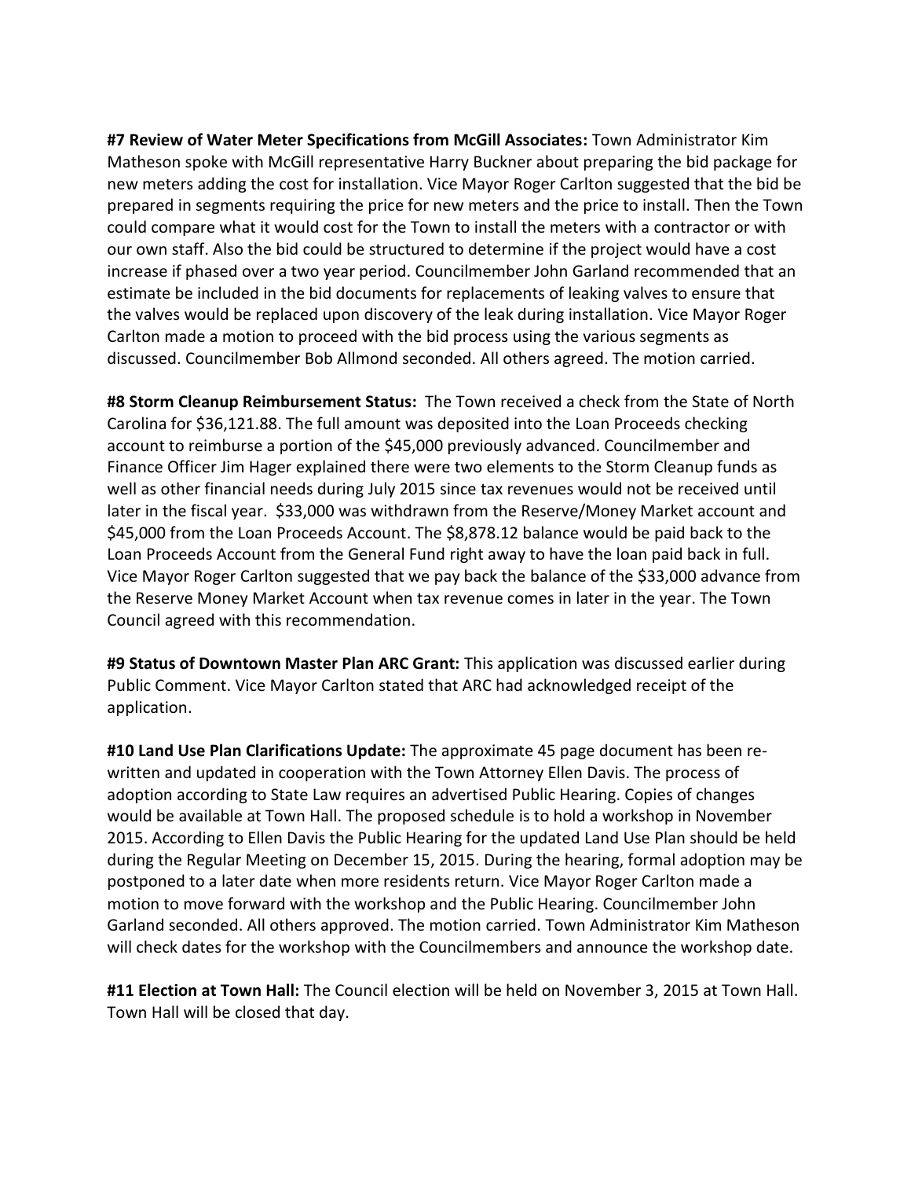**#7 Review of Water Meter Specifications from McGill Associates:** Town Administrator Kim Matheson spoke with McGill representative Harry Buckner about preparing the bid package for new meters adding the cost for installation. Vice Mayor Roger Carlton suggested that the bid be prepared in segments requiring the price for new meters and the price to install. Then the Town could compare what it would cost for the Town to install the meters with a contractor or with our own staff. Also the bid could be structured to determine if the project would have a cost increase if phased over a two year period. Councilmember John Garland recommended that an estimate be included in the bid documents for replacements of leaking valves to ensure that the valves would be replaced upon discovery of the leak during installation. Vice Mayor Roger Carlton made a motion to proceed with the bid process using the various segments as discussed. Councilmember Bob Allmond seconded. All others agreed. The motion carried.

**#8 Storm Cleanup Reimbursement Status:** The Town received a check from the State of North Carolina for $36,121.88. The full amount was deposited into the Loan Proceeds checking account to reimburse a portion of the $45,000 previously advanced. Councilmember and Finance Officer Jim Hager explained there were two elements to the Storm Cleanup funds as well as other financial needs during July 2015 since tax revenues would not be received until later in the fiscal year. $33,000 was withdrawn from the Reserve/Money Market account and $45,000 from the Loan Proceeds Account. The $8,878.12 balance would be paid back to the Loan Proceeds Account from the General Fund right away to have the loan paid back in full. Vice Mayor Roger Carlton suggested that we pay back the balance of the $33,000 advance from the Reserve Money Market Account when tax revenue comes in later in the year. The Town Council agreed with this recommendation.

**#9 Status of Downtown Master Plan ARC Grant:** This application was discussed earlier during Public Comment. Vice Mayor Carlton stated that ARC had acknowledged receipt of the application.

**#10 Land Use Plan Clarifications Update:** The approximate 45 page document has been re-written and updated in cooperation with the Town Attorney Ellen Davis. The process of adoption according to State Law requires an advertised Public Hearing. Copies of changes would be available at Town Hall. The proposed schedule is to hold a workshop in November 2015. According to Ellen Davis the Public Hearing for the updated Land Use Plan should be held during the Regular Meeting on December 15, 2015. During the hearing, formal adoption may be postponed to a later date when more residents return. Vice Mayor Roger Carlton made a motion to move forward with the workshop and the Public Hearing. Councilmember John Garland seconded. All others approved. The motion carried. Town Administrator Kim Matheson will check dates for the workshop with the Councilmembers and announce the workshop date.

**#11 Election at Town Hall:** The Council election will be held on November 3, 2015 at Town Hall. Town Hall will be closed that day.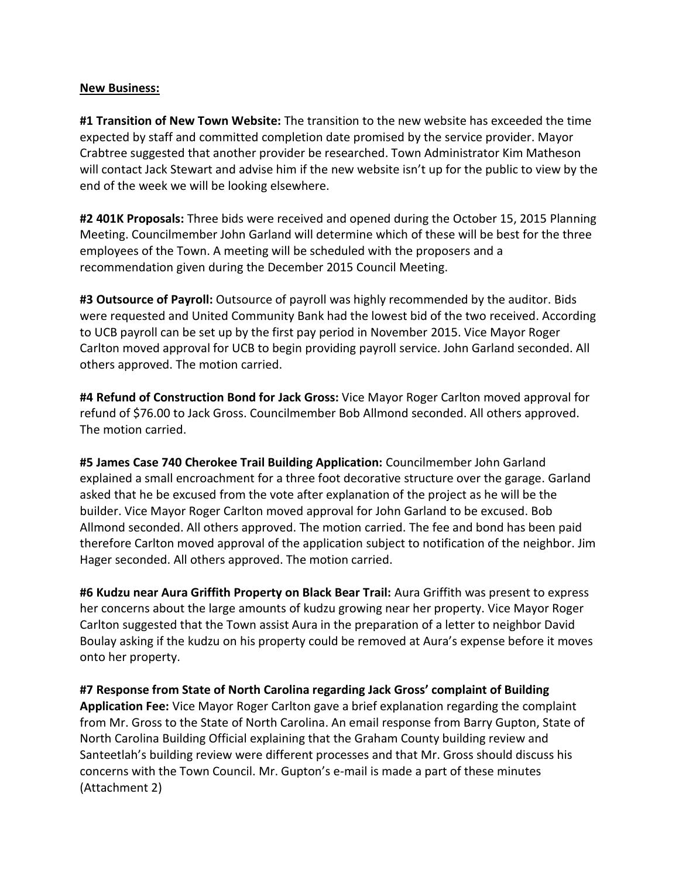**New Business:**

**#1 Transition of New Town Website:** The transition to the new website has exceeded the time expected by staff and committed completion date promised by the service provider. Mayor Crabtree suggested that another provider be researched. Town Administrator Kim Matheson will contact Jack Stewart and advise him if the new website isn't up for the public to view by the end of the week we will be looking elsewhere.

**#2 401K Proposals:** Three bids were received and opened during the October 15, 2015 Planning Meeting. Councilmember John Garland will determine which of these will be best for the three employees of the Town. A meeting will be scheduled with the proposers and a recommendation given during the December 2015 Council Meeting.

**#3 Outsource of Payroll:** Outsource of payroll was highly recommended by the auditor. Bids were requested and United Community Bank had the lowest bid of the two received. According to UCB payroll can be set up by the first pay period in November 2015. Vice Mayor Roger Carlton moved approval for UCB to begin providing payroll service. John Garland seconded. All others approved. The motion carried.

**#4 Refund of Construction Bond for Jack Gross:** Vice Mayor Roger Carlton moved approval for refund of $76.00 to Jack Gross. Councilmember Bob Allmond seconded. All others approved. The motion carried.

**#5 James Case 740 Cherokee Trail Building Application:** Councilmember John Garland explained a small encroachment for a three foot decorative structure over the garage. Garland asked that he be excused from the vote after explanation of the project as he will be the builder. Vice Mayor Roger Carlton moved approval for John Garland to be excused. Bob Allmond seconded. All others approved. The motion carried. The fee and bond has been paid therefore Carlton moved approval of the application subject to notification of the neighbor. Jim Hager seconded. All others approved. The motion carried.

**#6 Kudzu near Aura Griffith Property on Black Bear Trail:** Aura Griffith was present to express her concerns about the large amounts of kudzu growing near her property. Vice Mayor Roger Carlton suggested that the Town assist Aura in the preparation of a letter to neighbor David Boulay asking if the kudzu on his property could be removed at Aura's expense before it moves onto her property.

**#7 Response from State of North Carolina regarding Jack Gross' complaint of Building Application Fee:** Vice Mayor Roger Carlton gave a brief explanation regarding the complaint from Mr. Gross to the State of North Carolina. An email response from Barry Gupton, State of North Carolina Building Official explaining that the Graham County building review and Santeetlah's building review were different processes and that Mr. Gross should discuss his concerns with the Town Council. Mr. Gupton's e-mail is made a part of these minutes (Attachment 2)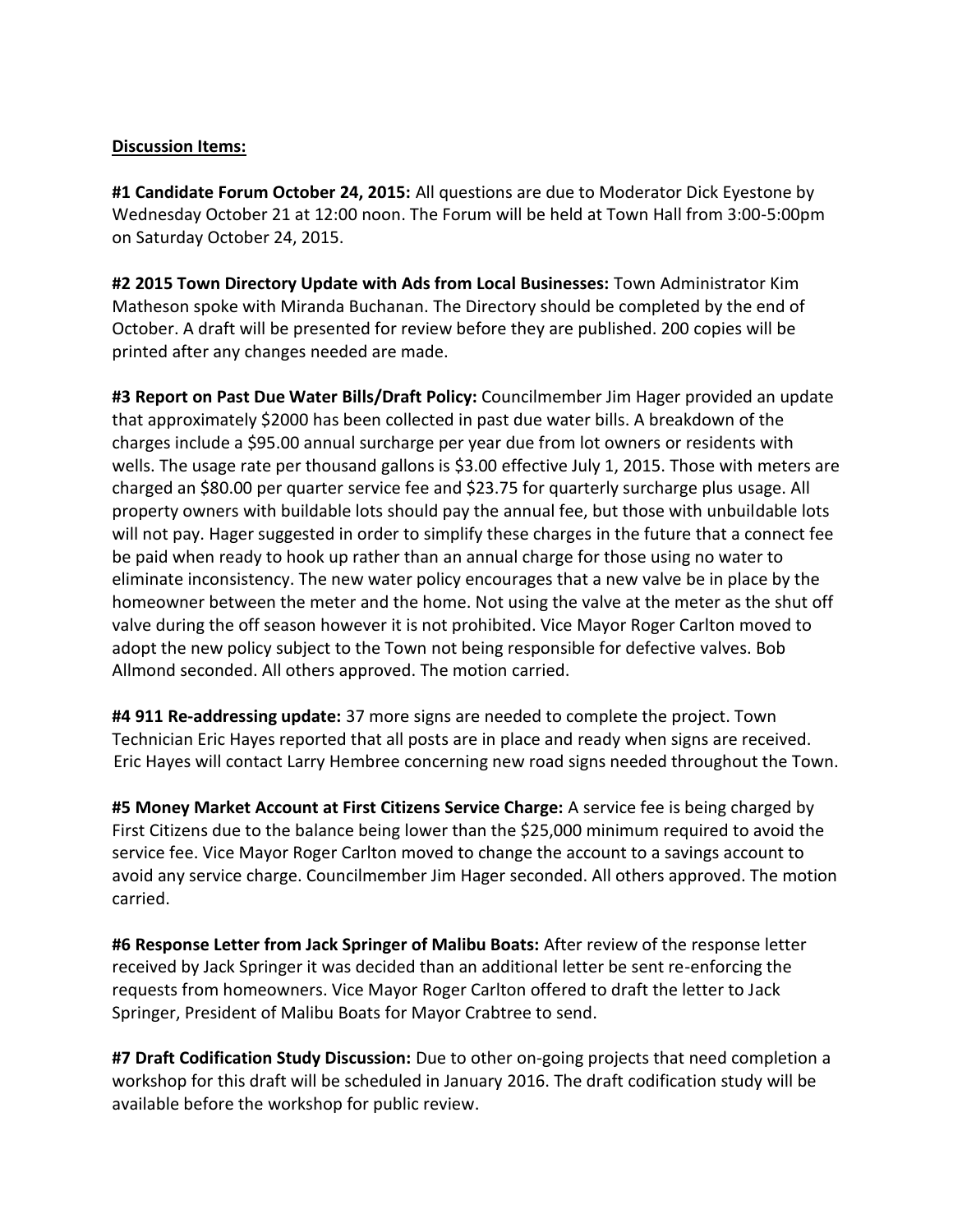**Discussion Items:**

**#1 Candidate Forum October 24, 2015:** All questions are due to Moderator Dick Eyestone by Wednesday October 21 at 12:00 noon. The Forum will be held at Town Hall from 3:00-5:00pm on Saturday October 24, 2015.

**#2 2015 Town Directory Update with Ads from Local Businesses:** Town Administrator Kim Matheson spoke with Miranda Buchanan. The Directory should be completed by the end of October. A draft will be presented for review before they are published. 200 copies will be printed after any changes needed are made.

**#3 Report on Past Due Water Bills/Draft Policy:** Councilmember Jim Hager provided an update that approximately $2000 has been collected in past due water bills. A breakdown of the charges include a $95.00 annual surcharge per year due from lot owners or residents with wells. The usage rate per thousand gallons is $3.00 effective July 1, 2015. Those with meters are charged an $80.00 per quarter service fee and $23.75 for quarterly surcharge plus usage. All property owners with buildable lots should pay the annual fee, but those with unbuildable lots will not pay. Hager suggested in order to simplify these charges in the future that a connect fee be paid when ready to hook up rather than an annual charge for those using no water to eliminate inconsistency. The new water policy encourages that a new valve be in place by the homeowner between the meter and the home. Not using the valve at the meter as the shut off valve during the off season however it is not prohibited. Vice Mayor Roger Carlton moved to adopt the new policy subject to the Town not being responsible for defective valves. Bob Allmond seconded. All others approved. The motion carried.

**#4 911 Re-addressing update:** 37 more signs are needed to complete the project. Town Technician Eric Hayes reported that all posts are in place and ready when signs are received. Eric Hayes will contact Larry Hembree concerning new road signs needed throughout the Town.

**#5 Money Market Account at First Citizens Service Charge:** A service fee is being charged by First Citizens due to the balance being lower than the $25,000 minimum required to avoid the service fee. Vice Mayor Roger Carlton moved to change the account to a savings account to avoid any service charge. Councilmember Jim Hager seconded. All others approved. The motion carried.

**#6 Response Letter from Jack Springer of Malibu Boats:** After review of the response letter received by Jack Springer it was decided than an additional letter be sent re-enforcing the requests from homeowners. Vice Mayor Roger Carlton offered to draft the letter to Jack Springer, President of Malibu Boats for Mayor Crabtree to send.

**#7 Draft Codification Study Discussion:** Due to other on-going projects that need completion a workshop for this draft will be scheduled in January 2016. The draft codification study will be available before the workshop for public review.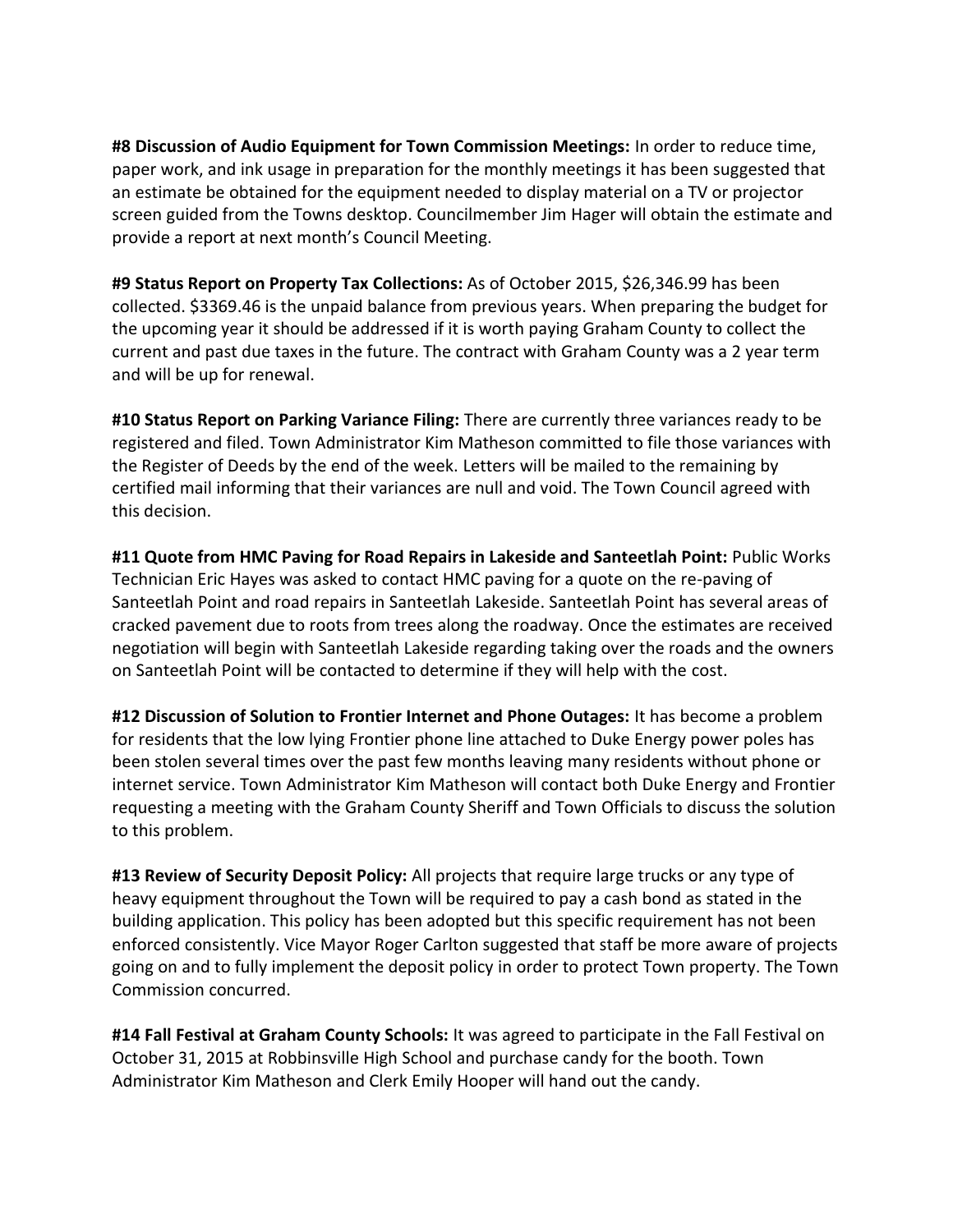**#8 Discussion of Audio Equipment for Town Commission Meetings:** In order to reduce time, paper work, and ink usage in preparation for the monthly meetings it has been suggested that an estimate be obtained for the equipment needed to display material on a TV or projector screen guided from the Towns desktop. Councilmember Jim Hager will obtain the estimate and provide a report at next month's Council Meeting.

**#9 Status Report on Property Tax Collections:** As of October 2015, $26,346.99 has been collected. $3369.46 is the unpaid balance from previous years. When preparing the budget for the upcoming year it should be addressed if it is worth paying Graham County to collect the current and past due taxes in the future. The contract with Graham County was a 2 year term and will be up for renewal.

**#10 Status Report on Parking Variance Filing:** There are currently three variances ready to be registered and filed. Town Administrator Kim Matheson committed to file those variances with the Register of Deeds by the end of the week. Letters will be mailed to the remaining by certified mail informing that their variances are null and void. The Town Council agreed with this decision.

**#11 Quote from HMC Paving for Road Repairs in Lakeside and Santeetlah Point:** Public Works Technician Eric Hayes was asked to contact HMC paving for a quote on the re-paving of Santeetlah Point and road repairs in Santeetlah Lakeside. Santeetlah Point has several areas of cracked pavement due to roots from trees along the roadway. Once the estimates are received negotiation will begin with Santeetlah Lakeside regarding taking over the roads and the owners on Santeetlah Point will be contacted to determine if they will help with the cost.

**#12 Discussion of Solution to Frontier Internet and Phone Outages:** It has become a problem for residents that the low lying Frontier phone line attached to Duke Energy power poles has been stolen several times over the past few months leaving many residents without phone or internet service. Town Administrator Kim Matheson will contact both Duke Energy and Frontier requesting a meeting with the Graham County Sheriff and Town Officials to discuss the solution to this problem.

**#13 Review of Security Deposit Policy:** All projects that require large trucks or any type of heavy equipment throughout the Town will be required to pay a cash bond as stated in the building application. This policy has been adopted but this specific requirement has not been enforced consistently. Vice Mayor Roger Carlton suggested that staff be more aware of projects going on and to fully implement the deposit policy in order to protect Town property. The Town Commission concurred.

**#14 Fall Festival at Graham County Schools:** It was agreed to participate in the Fall Festival on October 31, 2015 at Robbinsville High School and purchase candy for the booth. Town Administrator Kim Matheson and Clerk Emily Hooper will hand out the candy.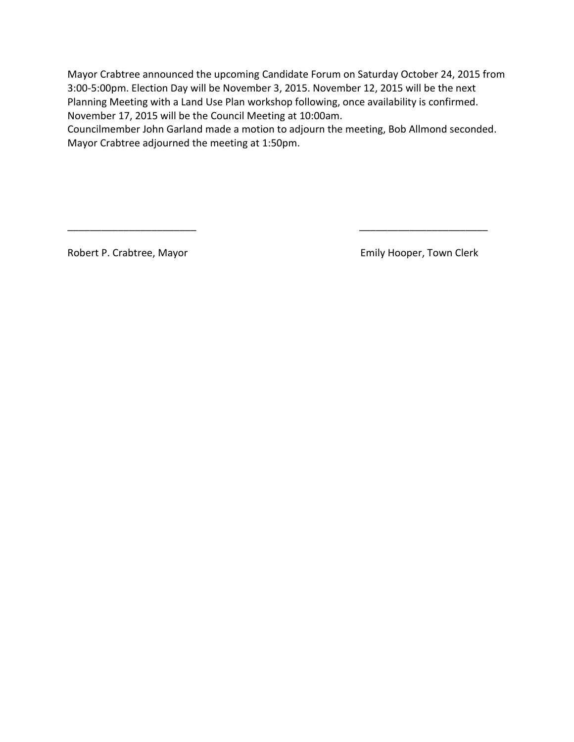Mayor Crabtree announced the upcoming Candidate Forum on Saturday October 24, 2015 from 3:00-5:00pm. Election Day will be November 3, 2015. November 12, 2015 will be the next Planning Meeting with a Land Use Plan workshop following, once availability is confirmed. November 17, 2015 will be the Council Meeting at 10:00am.

Councilmember John Garland made a motion to adjourn the meeting, Bob Allmond seconded. Mayor Crabtree adjourned the meeting at 1:50pm.

_______________________ _______________________

Robert P. Crabtree, Mayor Emily Hooper, Town Clerk